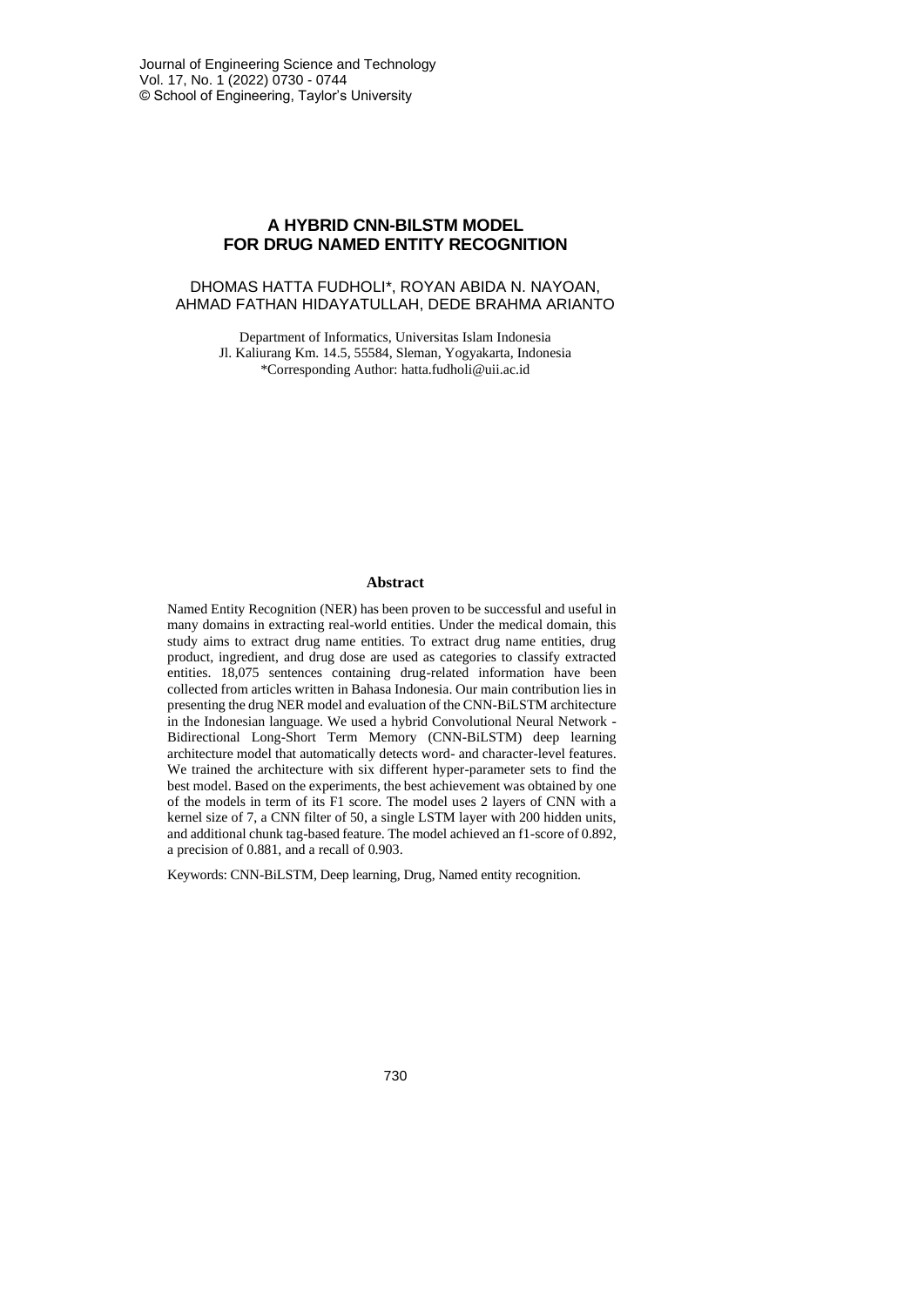# A HYBRID CNN-BILSTM MODEL FOR DRUG NAMED ENTITY RECOGNITION

DHOMAS HATTA FUDHOLI*, ROYAN ABIDA N. NAYOAN, AHMAD FATHAN HIDAYATULLAH, DEDE BRAHMA ARIANTO

Department of Informatics, Universitas Islam Indonesia
Jl. Kaliurang Km. 14.5, 55584, Sleman, Yogyakarta, Indonesia
*Corresponding Author: hatta.fudholi@uii.ac.id

## Abstract

Named Entity Recognition (NER) has been proven to be successful and useful in many domains in extracting real-world entities. Under the medical domain, this study aims to extract drug name entities. To extract drug name entities, drug product, ingredient, and drug dose are used as categories to classify extracted entities. 18,075 sentences containing drug-related information have been collected from articles written in Bahasa Indonesia. Our main contribution lies in presenting the drug NER model and evaluation of the CNN-BiLSTM architecture in the Indonesian language. We used a hybrid Convolutional Neural Network - Bidirectional Long-Short Term Memory (CNN-BiLSTM) deep learning architecture model that automatically detects word- and character-level features. We trained the architecture with six different hyper-parameter sets to find the best model. Based on the experiments, the best achievement was obtained by one of the models in term of its F1 score. The model uses 2 layers of CNN with a kernel size of 7, a CNN filter of 50, a single LSTM layer with 200 hidden units, and additional chunk tag-based feature. The model achieved an f1-score of 0.892, a precision of 0.881, and a recall of 0.903.

Keywords: CNN-BiLSTM, Deep learning, Drug, Named entity recognition.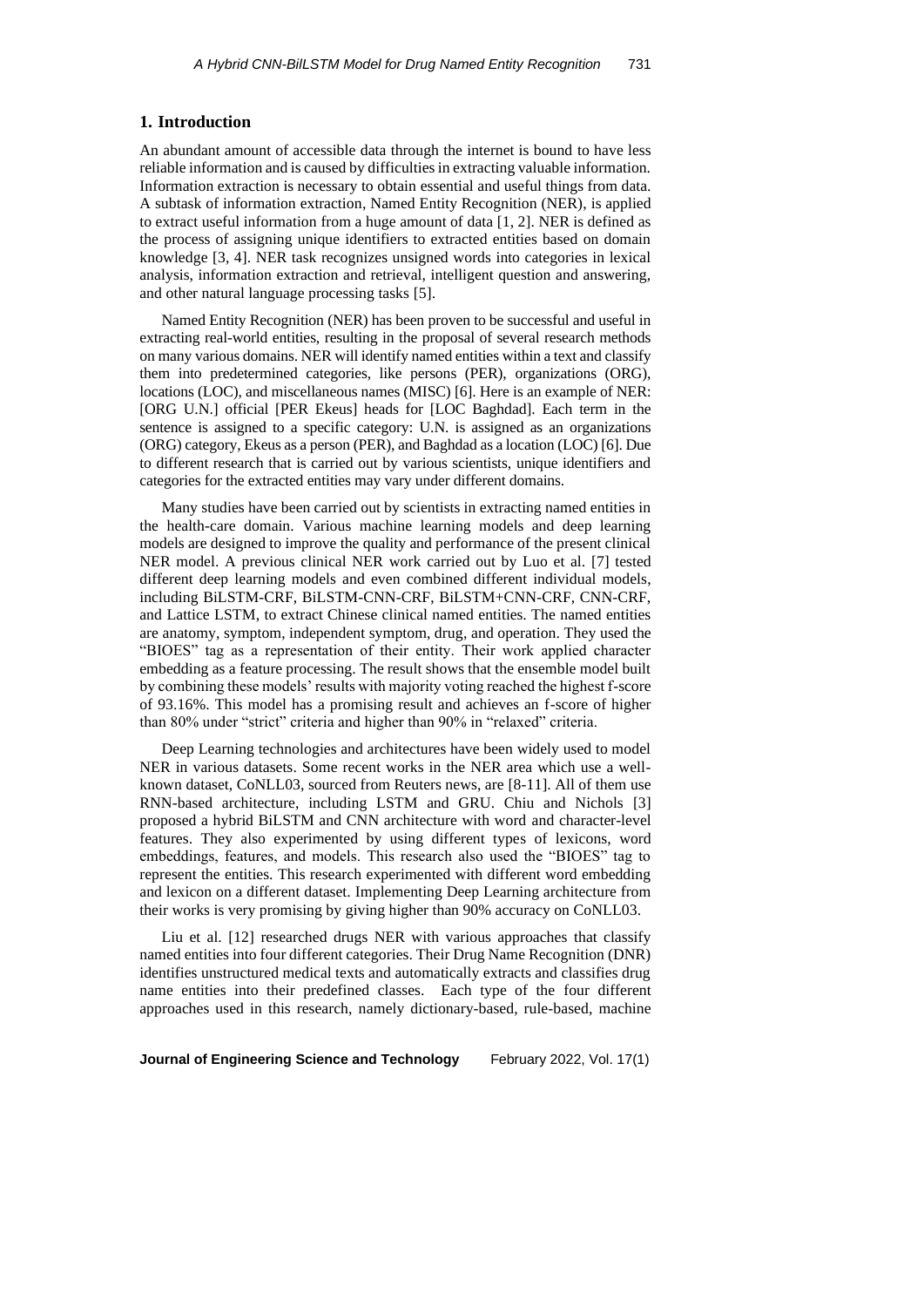## 1. Introduction

An abundant amount of accessible data through the internet is bound to have less reliable information and is caused by difficulties in extracting valuable information. Information extraction is necessary to obtain essential and useful things from data. A subtask of information extraction, Named Entity Recognition (NER), is applied to extract useful information from a huge amount of data [1, 2]. NER is defined as the process of assigning unique identifiers to extracted entities based on domain knowledge [3, 4]. NER task recognizes unsigned words into categories in lexical analysis, information extraction and retrieval, intelligent question and answering, and other natural language processing tasks [5].

Named Entity Recognition (NER) has been proven to be successful and useful in extracting real-world entities, resulting in the proposal of several research methods on many various domains. NER will identify named entities within a text and classify them into predetermined categories, like persons (PER), organizations (ORG), locations (LOC), and miscellaneous names (MISC) [6]. Here is an example of NER: [ORG U.N.] official [PER Ekeus] heads for [LOC Baghdad]. Each term in the sentence is assigned to a specific category: U.N. is assigned as an organizations (ORG) category, Ekeus as a person (PER), and Baghdad as a location (LOC) [6]. Due to different research that is carried out by various scientists, unique identifiers and categories for the extracted entities may vary under different domains.

Many studies have been carried out by scientists in extracting named entities in the health-care domain. Various machine learning models and deep learning models are designed to improve the quality and performance of the present clinical NER model. A previous clinical NER work carried out by Luo et al. [7] tested different deep learning models and even combined different individual models, including BiLSTM-CRF, BiLSTM-CNN-CRF, BiLSTM+CNN-CRF, CNN-CRF, and Lattice LSTM, to extract Chinese clinical named entities. The named entities are anatomy, symptom, independent symptom, drug, and operation. They used the "BIOES" tag as a representation of their entity. Their work applied character embedding as a feature processing. The result shows that the ensemble model built by combining these models' results with majority voting reached the highest f-score of 93.16%. This model has a promising result and achieves an f-score of higher than 80% under "strict" criteria and higher than 90% in "relaxed" criteria.

Deep Learning technologies and architectures have been widely used to model NER in various datasets. Some recent works in the NER area which use a well-known dataset, CoNLL03, sourced from Reuters news, are [8-11]. All of them use RNN-based architecture, including LSTM and GRU. Chiu and Nichols [3] proposed a hybrid BiLSTM and CNN architecture with word and character-level features. They also experimented by using different types of lexicons, word embeddings, features, and models. This research also used the "BIOES" tag to represent the entities. This research experimented with different word embedding and lexicon on a different dataset. Implementing Deep Learning architecture from their works is very promising by giving higher than 90% accuracy on CoNLL03.

Liu et al. [12] researched drugs NER with various approaches that classify named entities into four different categories. Their Drug Name Recognition (DNR) identifies unstructured medical texts and automatically extracts and classifies drug name entities into their predefined classes. Each type of the four different approaches used in this research, namely dictionary-based, rule-based, machine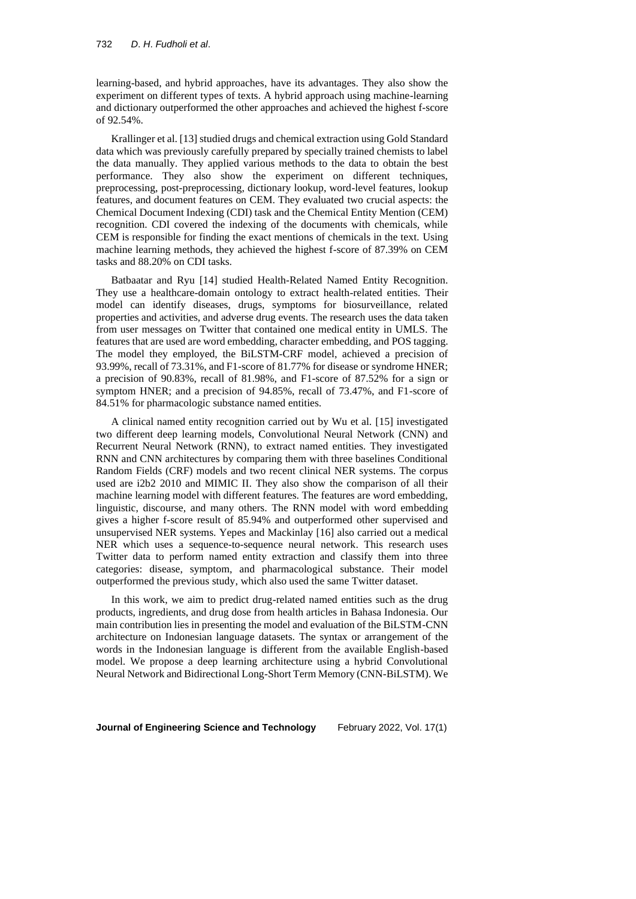learning-based, and hybrid approaches, have its advantages. They also show the experiment on different types of texts. A hybrid approach using machine-learning and dictionary outperformed the other approaches and achieved the highest f-score of 92.54%.

Krallinger et al. [13] studied drugs and chemical extraction using Gold Standard data which was previously carefully prepared by specially trained chemists to label the data manually. They applied various methods to the data to obtain the best performance. They also show the experiment on different techniques, preprocessing, post-preprocessing, dictionary lookup, word-level features, lookup features, and document features on CEM. They evaluated two crucial aspects: the Chemical Document Indexing (CDI) task and the Chemical Entity Mention (CEM) recognition. CDI covered the indexing of the documents with chemicals, while CEM is responsible for finding the exact mentions of chemicals in the text. Using machine learning methods, they achieved the highest f-score of 87.39% on CEM tasks and 88.20% on CDI tasks.

Batbaatar and Ryu [14] studied Health-Related Named Entity Recognition. They use a healthcare-domain ontology to extract health-related entities. Their model can identify diseases, drugs, symptoms for biosurveillance, related properties and activities, and adverse drug events. The research uses the data taken from user messages on Twitter that contained one medical entity in UMLS. The features that are used are word embedding, character embedding, and POS tagging. The model they employed, the BiLSTM-CRF model, achieved a precision of 93.99%, recall of 73.31%, and F1-score of 81.77% for disease or syndrome HNER; a precision of 90.83%, recall of 81.98%, and F1-score of 87.52% for a sign or symptom HNER; and a precision of 94.85%, recall of 73.47%, and F1-score of 84.51% for pharmacologic substance named entities.

A clinical named entity recognition carried out by Wu et al. [15] investigated two different deep learning models, Convolutional Neural Network (CNN) and Recurrent Neural Network (RNN), to extract named entities. They investigated RNN and CNN architectures by comparing them with three baselines Conditional Random Fields (CRF) models and two recent clinical NER systems. The corpus used are i2b2 2010 and MIMIC II. They also show the comparison of all their machine learning model with different features. The features are word embedding, linguistic, discourse, and many others. The RNN model with word embedding gives a higher f-score result of 85.94% and outperformed other supervised and unsupervised NER systems. Yepes and Mackinlay [16] also carried out a medical NER which uses a sequence-to-sequence neural network. This research uses Twitter data to perform named entity extraction and classify them into three categories: disease, symptom, and pharmacological substance. Their model outperformed the previous study, which also used the same Twitter dataset.

In this work, we aim to predict drug-related named entities such as the drug products, ingredients, and drug dose from health articles in Bahasa Indonesia. Our main contribution lies in presenting the model and evaluation of the BiLSTM-CNN architecture on Indonesian language datasets. The syntax or arrangement of the words in the Indonesian language is different from the available English-based model. We propose a deep learning architecture using a hybrid Convolutional Neural Network and Bidirectional Long-Short Term Memory (CNN-BiLSTM). We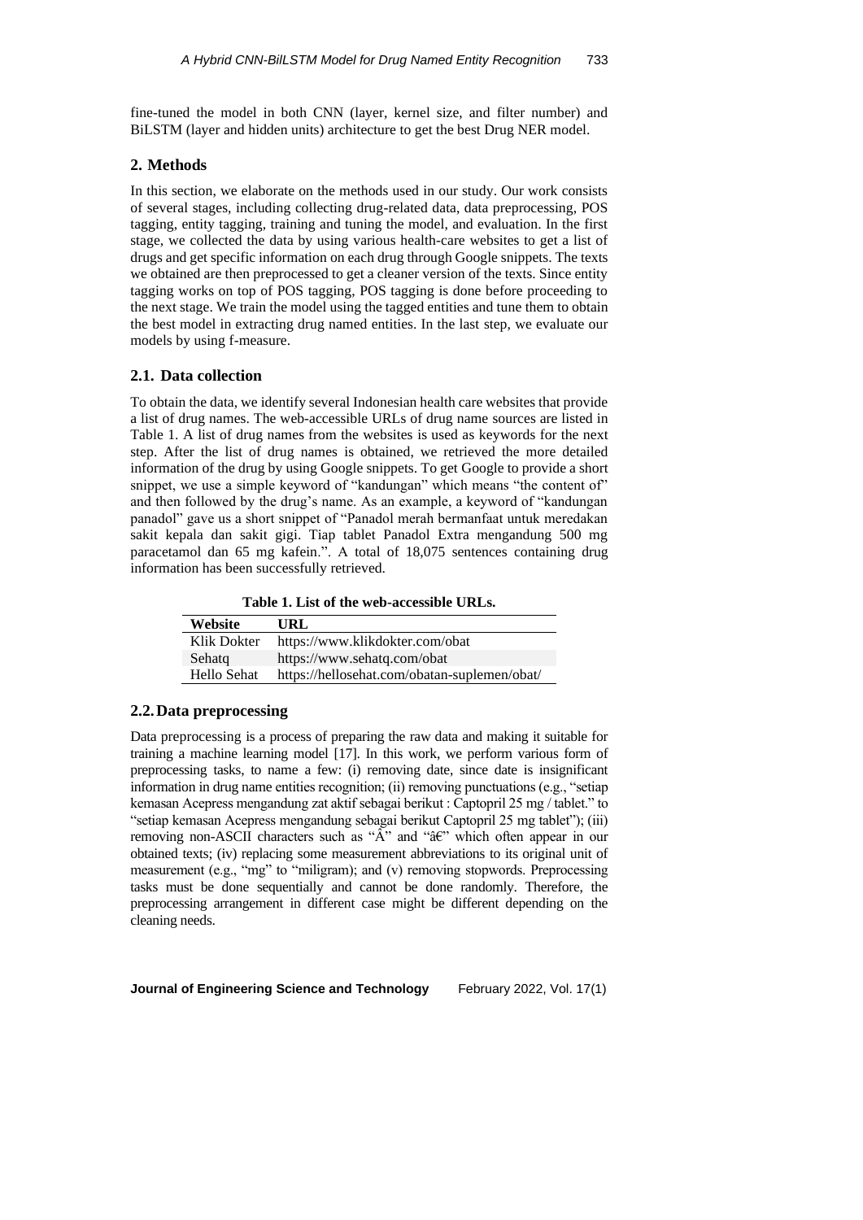fine-tuned the model in both CNN (layer, kernel size, and filter number) and BiLSTM (layer and hidden units) architecture to get the best Drug NER model.

## 2. Methods

In this section, we elaborate on the methods used in our study. Our work consists of several stages, including collecting drug-related data, data preprocessing, POS tagging, entity tagging, training and tuning the model, and evaluation. In the first stage, we collected the data by using various health-care websites to get a list of drugs and get specific information on each drug through Google snippets. The texts we obtained are then preprocessed to get a cleaner version of the texts. Since entity tagging works on top of POS tagging, POS tagging is done before proceeding to the next stage. We train the model using the tagged entities and tune them to obtain the best model in extracting drug named entities. In the last step, we evaluate our models by using f-measure.

### 2.1. Data collection

To obtain the data, we identify several Indonesian health care websites that provide a list of drug names. The web-accessible URLs of drug name sources are listed in Table 1. A list of drug names from the websites is used as keywords for the next step. After the list of drug names is obtained, we retrieved the more detailed information of the drug by using Google snippets. To get Google to provide a short snippet, we use a simple keyword of "kandungan" which means "the content of" and then followed by the drug's name. As an example, a keyword of "kandungan panadol" gave us a short snippet of "Panadol merah bermanfaat untuk meredakan sakit kepala dan sakit gigi. Tiap tablet Panadol Extra mengandung 500 mg paracetamol dan 65 mg kafein.". A total of 18,075 sentences containing drug information has been successfully retrieved.

**Table 1. List of the web-accessible URLs.**

| Website | URL |
|---|---|
| Klik Dokter | https://www.klikdokter.com/obat |
| Sehatq | https://www.sehatq.com/obat |
| Hello Sehat | https://hellosehat.com/obatan-suplemen/obat/ |

### 2.2. Data preprocessing

Data preprocessing is a process of preparing the raw data and making it suitable for training a machine learning model [17]. In this work, we perform various form of preprocessing tasks, to name a few: (i) removing date, since date is insignificant information in drug name entities recognition; (ii) removing punctuations (e.g., "setiap kemasan Acepress mengandung zat aktif sebagai berikut : Captopril 25 mg / tablet." to "setiap kemasan Acepress mengandung sebagai berikut Captopril 25 mg tablet"); (iii) removing non-ASCII characters such as "Â" and "â€" which often appear in our obtained texts; (iv) replacing some measurement abbreviations to its original unit of measurement (e.g., "mg" to "miligram); and (v) removing stopwords. Preprocessing tasks must be done sequentially and cannot be done randomly. Therefore, the preprocessing arrangement in different case might be different depending on the cleaning needs.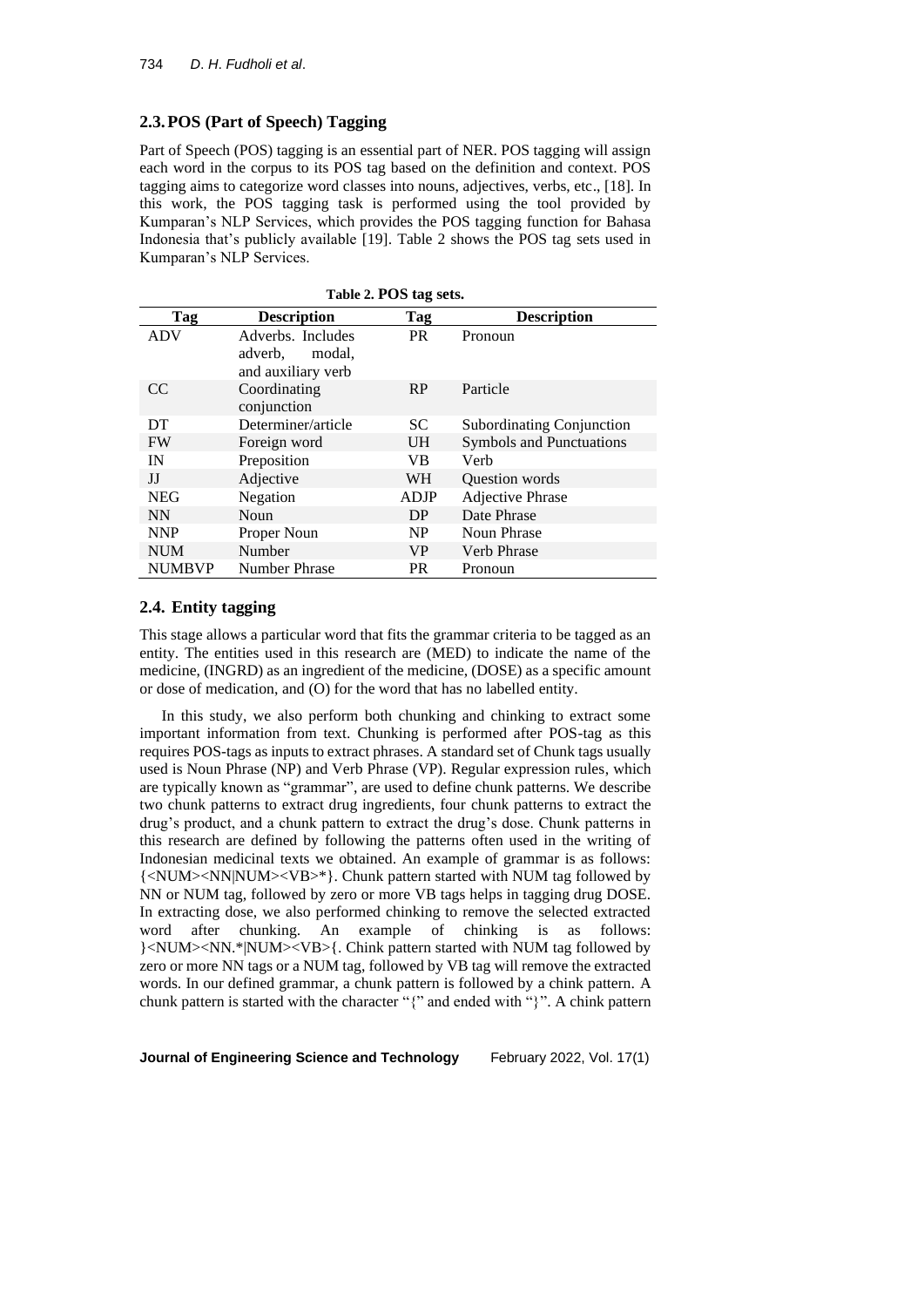## 2.3. POS (Part of Speech) Tagging

Part of Speech (POS) tagging is an essential part of NER. POS tagging will assign each word in the corpus to its POS tag based on the definition and context. POS tagging aims to categorize word classes into nouns, adjectives, verbs, etc., [18]. In this work, the POS tagging task is performed using the tool provided by Kumparan's NLP Services, which provides the POS tagging function for Bahasa Indonesia that's publicly available [19]. Table 2 shows the POS tag sets used in Kumparan's NLP Services.

**Table 2. POS tag sets.**

| Tag | Description | Tag | Description |
|---|---|---|---|
| ADV | Adverbs. Includes adverb, modal, and auxiliary verb | PR | Pronoun |
| CC | Coordinating conjunction | RP | Particle |
| DT | Determiner/article | SC | Subordinating Conjunction |
| FW | Foreign word | UH | Symbols and Punctuations |
| IN | Preposition | VB | Verb |
| JJ | Adjective | WH | Question words |
| NEG | Negation | ADJP | Adjective Phrase |
| NN | Noun | DP | Date Phrase |
| NNP | Proper Noun | NP | Noun Phrase |
| NUM | Number | VP | Verb Phrase |
| NUMBVP | Number Phrase | PR | Pronoun |

## 2.4. Entity tagging

This stage allows a particular word that fits the grammar criteria to be tagged as an entity. The entities used in this research are (MED) to indicate the name of the medicine, (INGRD) as an ingredient of the medicine, (DOSE) as a specific amount or dose of medication, and (O) for the word that has no labelled entity.

In this study, we also perform both chunking and chinking to extract some important information from text. Chunking is performed after POS-tag as this requires POS-tags as inputs to extract phrases. A standard set of Chunk tags usually used is Noun Phrase (NP) and Verb Phrase (VP). Regular expression rules, which are typically known as "grammar", are used to define chunk patterns. We describe two chunk patterns to extract drug ingredients, four chunk patterns to extract the drug's product, and a chunk pattern to extract the drug's dose. Chunk patterns in this research are defined by following the patterns often used in the writing of Indonesian medicinal texts we obtained. An example of grammar is as follows: {<NUM><NN|NUM><VB>*}. Chunk pattern started with NUM tag followed by NN or NUM tag, followed by zero or more VB tags helps in tagging drug DOSE. In extracting dose, we also performed chinking to remove the selected extracted word after chunking. An example of chinking is as follows: }<NUM><NN.*|NUM><VB>{. Chink pattern started with NUM tag followed by zero or more NN tags or a NUM tag, followed by VB tag will remove the extracted words. In our defined grammar, a chunk pattern is followed by a chink pattern. A chunk pattern is started with the character "{" and ended with "}". A chink pattern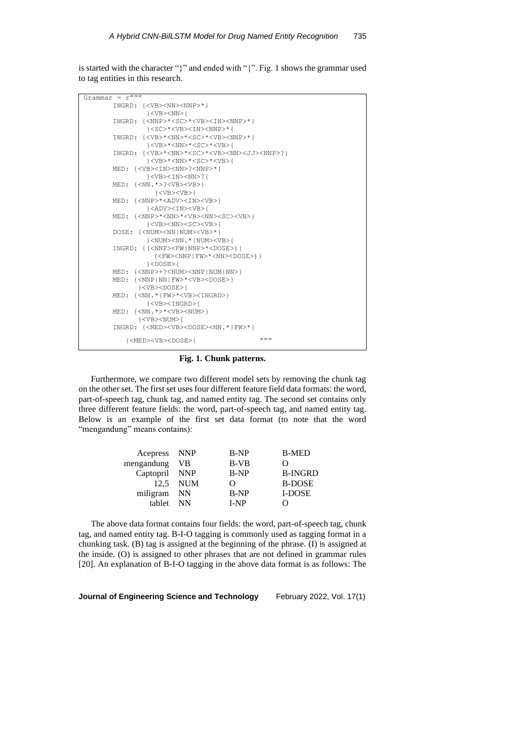is started with the character "}" and ended with "{". Fig. 1 shows the grammar used to tag entities in this research.

```
Grammar = r"""
        INGRD: {<VB><NN><NNP>*}
               }<VB><NN>{
        INGRD: {<NNP>*<SC>*<VB><IN><NNP>*}
               }<SC>*<VB><IN><NNP>*{
        INGRD: {<VB>*<NN>*<SC>*<VB><NNP>*}
               }<VB>*<NN>*<SC>*<VB>{
        INGRD: {<VB>*<NN>*<SC>*<VB><NN><JJ><NNP>?}
               }<VB>*<NN>*<SC>*<VB>{
        MED: {<VB><IN><NN>?<NNP>*}
               }<VB><IN><NN>?{
        MED: {<NN.*>?<VB><VB>}
                 }<VB><VB>{
        MED: {<NNP>*<ADV><IN><VB>}
               }<ADV><IN><VB>{
        MED: {<NNP>*<NN>*<VB><NN><SC><VB>}
               }<VB><NN><SC><VB>{
        DOSE: {<NUM><NN|NUM><VB>*}
               }<NUM><NN.*|NUM><VB>{
        INGRD: {(<NNP><FW|NNP>*<DOSE>)|
                 (<FW><NNP|FW>*<NN><DOSE>)}
               }<DOSE>{
        MED: {<NNP>+?<NUM><NNP|NUM|NN>}
        MED: {<NNP|NN|FW>*<VB><DOSE>}
              }<VB><DOSE>{
        MED: {<NN.*|FW>*<VB><INGRD>}
               }<VB><INGRD>{
        MED: {<NN.*>*<VB><NUM>}
             }<VB><NUM>{
        INGRD: {<MED><VB><DOSE><NN.*|FW>*}

           }<MED><VB><DOSE>{                    """
```

**Fig. 1. Chunk patterns.**

Furthermore, we compare two different model sets by removing the chunk tag on the other set. The first set uses four different feature field data formats: the word, part-of-speech tag, chunk tag, and named entity tag. The second set contains only three different feature fields: the word, part-of-speech tag, and named entity tag. Below is an example of the first set data format (to note that the word "mengandung" means contains):

| | | | |
|---|---|---|---|
| Acepress | NNP | B-NP | B-MED |
| mengandung | VB | B-VB | O |
| Captopril | NNP | B-NP | B-INGRD |
| 12,5 | NUM | O | B-DOSE |
| miligram | NN | B-NP | I-DOSE |
| tablet | NN | I-NP | O |

The above data format contains four fields: the word, part-of-speech tag, chunk tag, and named entity tag. B-I-O tagging is commonly used as tagging format in a chunking task. (B) tag is assigned at the beginning of the phrase. (I) is assigned at the inside. (O) is assigned to other phrases that are not defined in grammar rules [20]. An explanation of B-I-O tagging in the above data format is as follows: The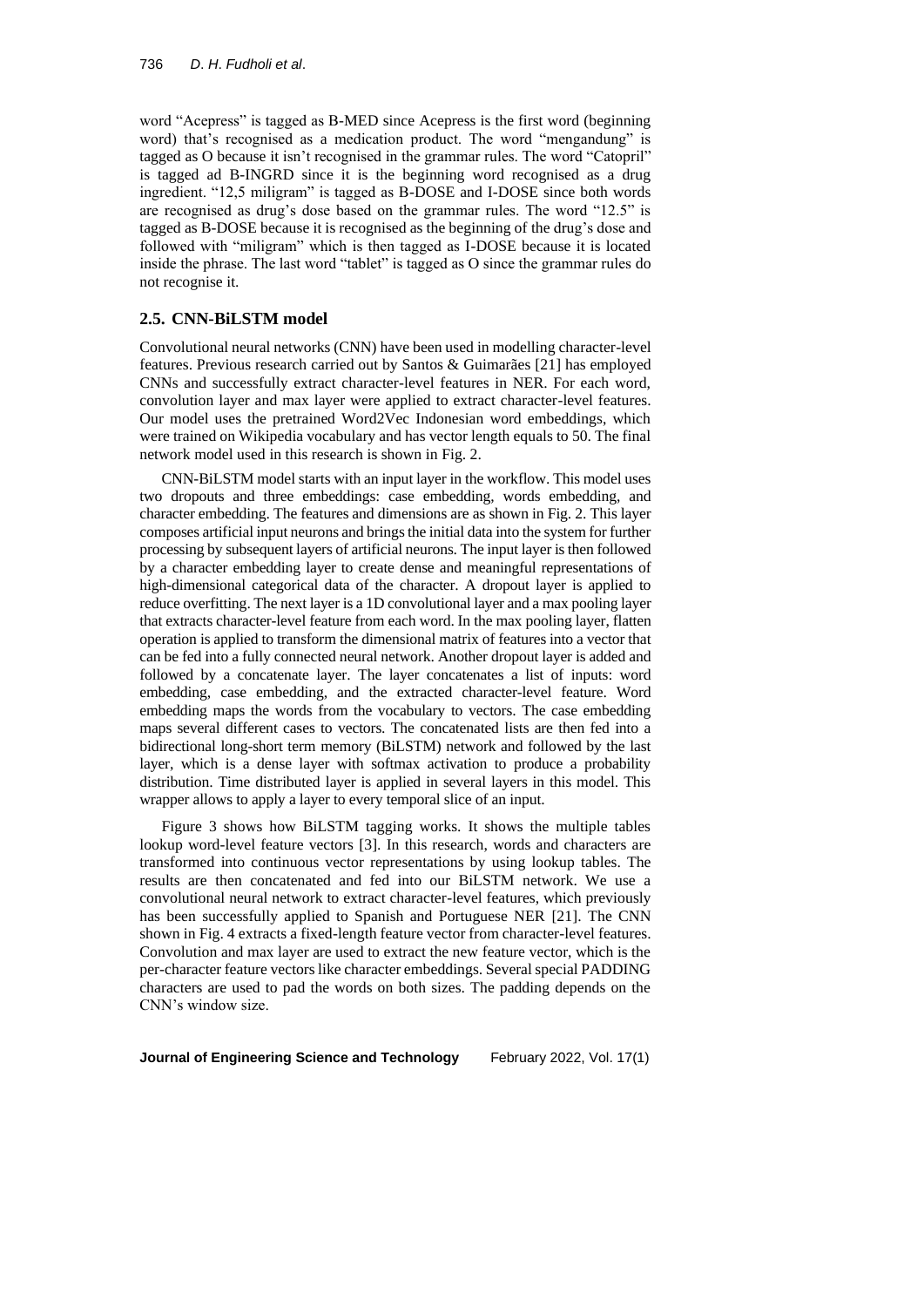word "Acepress" is tagged as B-MED since Acepress is the first word (beginning word) that's recognised as a medication product. The word "mengandung" is tagged as O because it isn't recognised in the grammar rules. The word "Catopril" is tagged ad B-INGRD since it is the beginning word recognised as a drug ingredient. "12,5 miligram" is tagged as B-DOSE and I-DOSE since both words are recognised as drug's dose based on the grammar rules. The word "12.5" is tagged as B-DOSE because it is recognised as the beginning of the drug's dose and followed with "miligram" which is then tagged as I-DOSE because it is located inside the phrase. The last word "tablet" is tagged as O since the grammar rules do not recognise it.

## 2.5. CNN-BiLSTM model

Convolutional neural networks (CNN) have been used in modelling character-level features. Previous research carried out by Santos & Guimarães [21] has employed CNNs and successfully extract character-level features in NER. For each word, convolution layer and max layer were applied to extract character-level features. Our model uses the pretrained Word2Vec Indonesian word embeddings, which were trained on Wikipedia vocabulary and has vector length equals to 50. The final network model used in this research is shown in Fig. 2.

CNN-BiLSTM model starts with an input layer in the workflow. This model uses two dropouts and three embeddings: case embedding, words embedding, and character embedding. The features and dimensions are as shown in Fig. 2. This layer composes artificial input neurons and brings the initial data into the system for further processing by subsequent layers of artificial neurons. The input layer is then followed by a character embedding layer to create dense and meaningful representations of high-dimensional categorical data of the character. A dropout layer is applied to reduce overfitting. The next layer is a 1D convolutional layer and a max pooling layer that extracts character-level feature from each word. In the max pooling layer, flatten operation is applied to transform the dimensional matrix of features into a vector that can be fed into a fully connected neural network. Another dropout layer is added and followed by a concatenate layer. The layer concatenates a list of inputs: word embedding, case embedding, and the extracted character-level feature. Word embedding maps the words from the vocabulary to vectors. The case embedding maps several different cases to vectors. The concatenated lists are then fed into a bidirectional long-short term memory (BiLSTM) network and followed by the last layer, which is a dense layer with softmax activation to produce a probability distribution. Time distributed layer is applied in several layers in this model. This wrapper allows to apply a layer to every temporal slice of an input.

Figure 3 shows how BiLSTM tagging works. It shows the multiple tables lookup word-level feature vectors [3]. In this research, words and characters are transformed into continuous vector representations by using lookup tables. The results are then concatenated and fed into our BiLSTM network. We use a convolutional neural network to extract character-level features, which previously has been successfully applied to Spanish and Portuguese NER [21]. The CNN shown in Fig. 4 extracts a fixed-length feature vector from character-level features. Convolution and max layer are used to extract the new feature vector, which is the per-character feature vectors like character embeddings. Several special PADDING characters are used to pad the words on both sizes. The padding depends on the CNN's window size.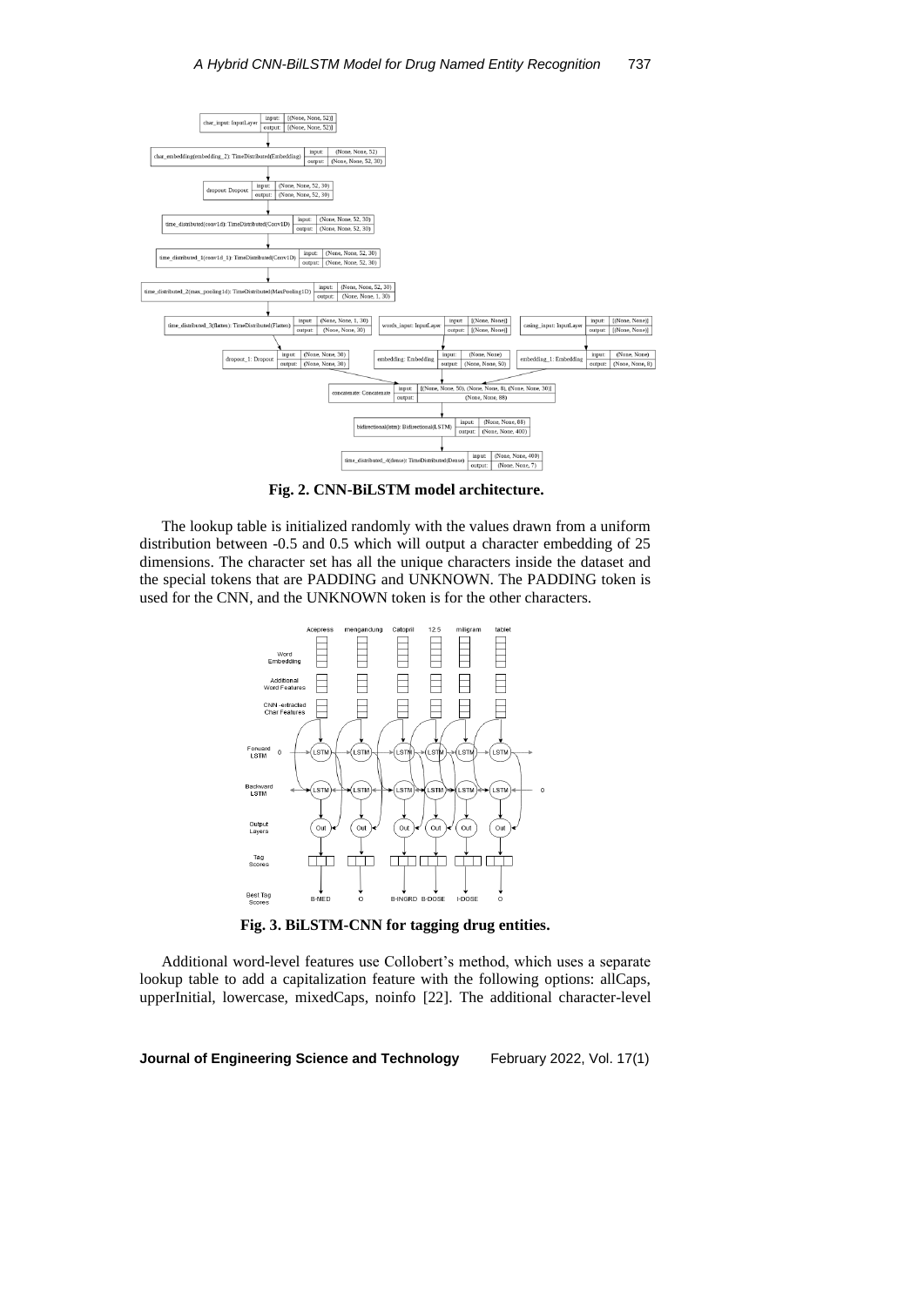char_input: InputLayer | input: [(None, None, 52)] | output: [(None, None, 52)]

char_embedding(embedding_2): TimeDistributed(Embedding) | input: (None, None, 52) | output: (None, None, 52, 30)

dropout: Dropout | input: (None, None, 52, 30) | output: (None, None, 52, 30)

time_distributed(conv1d): TimeDistributed(Conv1D) | input: (None, None, 52, 30) | output: (None, None, 52, 30)

time_distributed_1(conv1d_1): TimeDistributed(Conv1D) | input: (None, None, 52, 30) | output: (None, None, 52, 30)

time_distributed_2(max_pooling1d): TimeDistributed(MaxPooling1D) | input: (None, None, 52, 30) | output: (None, None, 1, 30)

time_distributed_3(flatten): TimeDistributed(Flatten) | input: (None, None, 1, 30) | output: (None, None, 30)

words_input: InputLayer | input: [(None, None)] | output: [(None, None)]

casing_input: InputLayer | input: [(None, None)] | output: [(None, None)]

dropout_1: Dropout | input: (None, None, 30) | output: (None, None, 30)

embedding: Embedding | input: (None, None) | output: (None, None, 50)

embedding_1: Embedding | input: (None, None) | output: (None, None, 8)

concatenate: Concatenate | input: [(None, None, 50), (None, None, 8), (None, None, 30)] | output: (None, None, 88)

bidirectional(lstm): Bidirectional(LSTM) | input: (None, None, 88) | output: (None, None, 400)

time_distributed_4(dense): TimeDistributed(Dense) | input: (None, None, 400) | output: (None, None, 7)

**Fig. 2. CNN-BiLSTM model architecture.**

The lookup table is initialized randomly with the values drawn from a uniform distribution between -0.5 and 0.5 which will output a character embedding of 25 dimensions. The character set has all the unique characters inside the dataset and the special tokens that are PADDING and UNKNOWN. The PADDING token is used for the CNN, and the UNKNOWN token is for the other characters.

Acepress mengandung Catopril 12.5 miligram tablet

Word Embedding

Additional Word Features

CNN -extracted Char Features

Forward LSTM

Backward LSTM

Output Layers

Tag Scores

Best Tag Scores

B-MED O B-INGRD B-DOSE I-DOSE O

**Fig. 3. BiLSTM-CNN for tagging drug entities.**

Additional word-level features use Collobert's method, which uses a separate lookup table to add a capitalization feature with the following options: allCaps, upperInitial, lowercase, mixedCaps, noinfo [22]. The additional character-level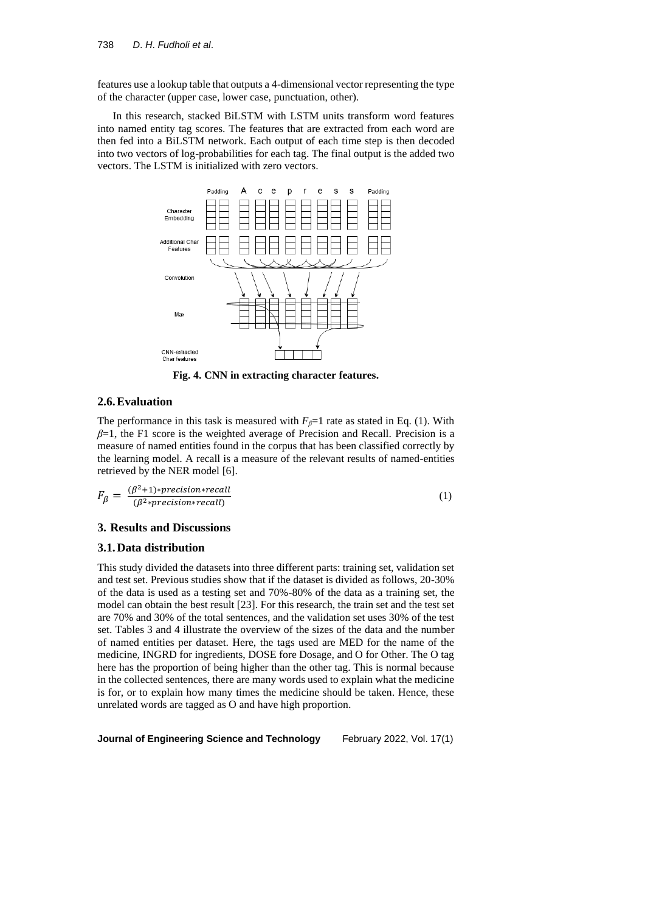features use a lookup table that outputs a 4-dimensional vector representing the type of the character (upper case, lower case, punctuation, other).

In this research, stacked BiLSTM with LSTM units transform word features into named entity tag scores. The features that are extracted from each word are then fed into a BiLSTM network. Each output of each time step is then decoded into two vectors of log-probabilities for each tag. The final output is the added two vectors. The LSTM is initialized with zero vectors.

Padding A c e p r e s s Padding

Character Embedding

Additional Char Features

Convolution

Max

CNN-extracted Char features

**Fig. 4. CNN in extracting character features.**

## 2.6. Evaluation

The performance in this task is measured with $F_{\beta}$=1 rate as stated in Eq. (1). With $\beta$=1, the F1 score is the weighted average of Precision and Recall. Precision is a measure of named entities found in the corpus that has been classified correctly by the learning model. A recall is a measure of the relevant results of named-entities retrieved by the NER model [6].

$$F_{\beta} = \frac{(\beta^2+1)*precision*recall}{(\beta^2*precision*recall)} \quad (1)$$

# 3. Results and Discussions

## 3.1. Data distribution

This study divided the datasets into three different parts: training set, validation set and test set. Previous studies show that if the dataset is divided as follows, 20-30% of the data is used as a testing set and 70%-80% of the data as a training set, the model can obtain the best result [23]. For this research, the train set and the test set are 70% and 30% of the total sentences, and the validation set uses 30% of the test set. Tables 3 and 4 illustrate the overview of the sizes of the data and the number of named entities per dataset. Here, the tags used are MED for the name of the medicine, INGRD for ingredients, DOSE fore Dosage, and O for Other. The O tag here has the proportion of being higher than the other tag. This is normal because in the collected sentences, there are many words used to explain what the medicine is for, or to explain how many times the medicine should be taken. Hence, these unrelated words are tagged as O and have high proportion.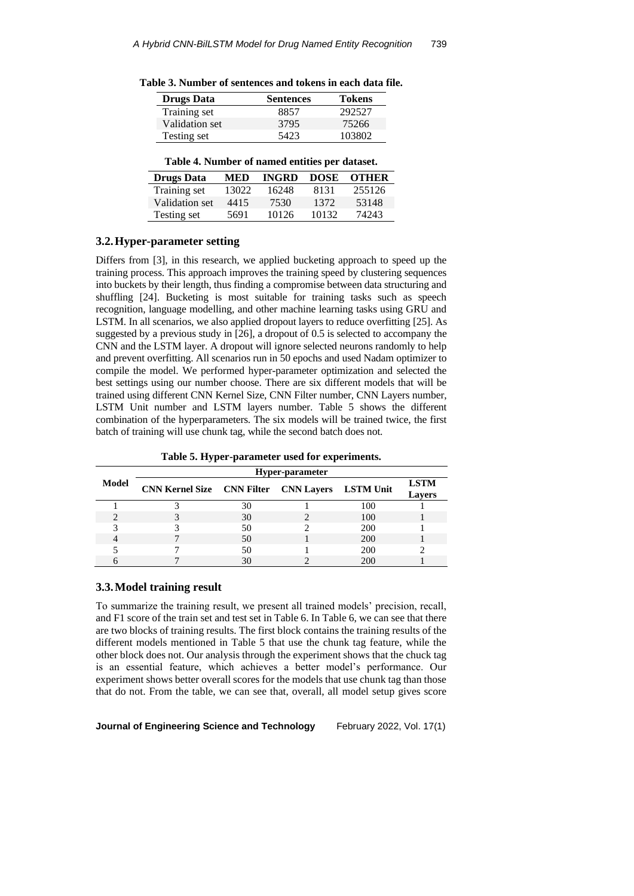**Table 3. Number of sentences and tokens in each data file.**

| Drugs Data | Sentences | Tokens |
|---|---|---|
| Training set | 8857 | 292527 |
| Validation set | 3795 | 75266 |
| Testing set | 5423 | 103802 |

**Table 4. Number of named entities per dataset.**

| Drugs Data | MED | INGRD | DOSE | OTHER |
|---|---|---|---|---|
| Training set | 13022 | 16248 | 8131 | 255126 |
| Validation set | 4415 | 7530 | 1372 | 53148 |
| Testing set | 5691 | 10126 | 10132 | 74243 |

### 3.2. Hyper-parameter setting

Differs from [3], in this research, we applied bucketing approach to speed up the training process. This approach improves the training speed by clustering sequences into buckets by their length, thus finding a compromise between data structuring and shuffling [24]. Bucketing is most suitable for training tasks such as speech recognition, language modelling, and other machine learning tasks using GRU and LSTM. In all scenarios, we also applied dropout layers to reduce overfitting [25]. As suggested by a previous study in [26], a dropout of 0.5 is selected to accompany the CNN and the LSTM layer. A dropout will ignore selected neurons randomly to help and prevent overfitting. All scenarios run in 50 epochs and used Nadam optimizer to compile the model. We performed hyper-parameter optimization and selected the best settings using our number choose. There are six different models that will be trained using different CNN Kernel Size, CNN Filter number, CNN Layers number, LSTM Unit number and LSTM layers number. Table 5 shows the different combination of the hyperparameters. The six models will be trained twice, the first batch of training will use chunk tag, while the second batch does not.

**Table 5. Hyper-parameter used for experiments.**

| Model | Hyper-parameter | | | | |
|---|---|---|---|---|---|
| | CNN Kernel Size | CNN Filter | CNN Layers | LSTM Unit | LSTM Layers |
| 1 | 3 | 30 | 1 | 100 | 1 |
| 2 | 3 | 30 | 2 | 100 | 1 |
| 3 | 3 | 50 | 2 | 200 | 1 |
| 4 | 7 | 50 | 1 | 200 | 1 |
| 5 | 7 | 50 | 1 | 200 | 2 |
| 6 | 7 | 30 | 2 | 200 | 1 |

### 3.3. Model training result

To summarize the training result, we present all trained models' precision, recall, and F1 score of the train set and test set in Table 6. In Table 6, we can see that there are two blocks of training results. The first block contains the training results of the different models mentioned in Table 5 that use the chunk tag feature, while the other block does not. Our analysis through the experiment shows that the chuck tag is an essential feature, which achieves a better model's performance. Our experiment shows better overall scores for the models that use chunk tag than those that do not. From the table, we can see that, overall, all model setup gives score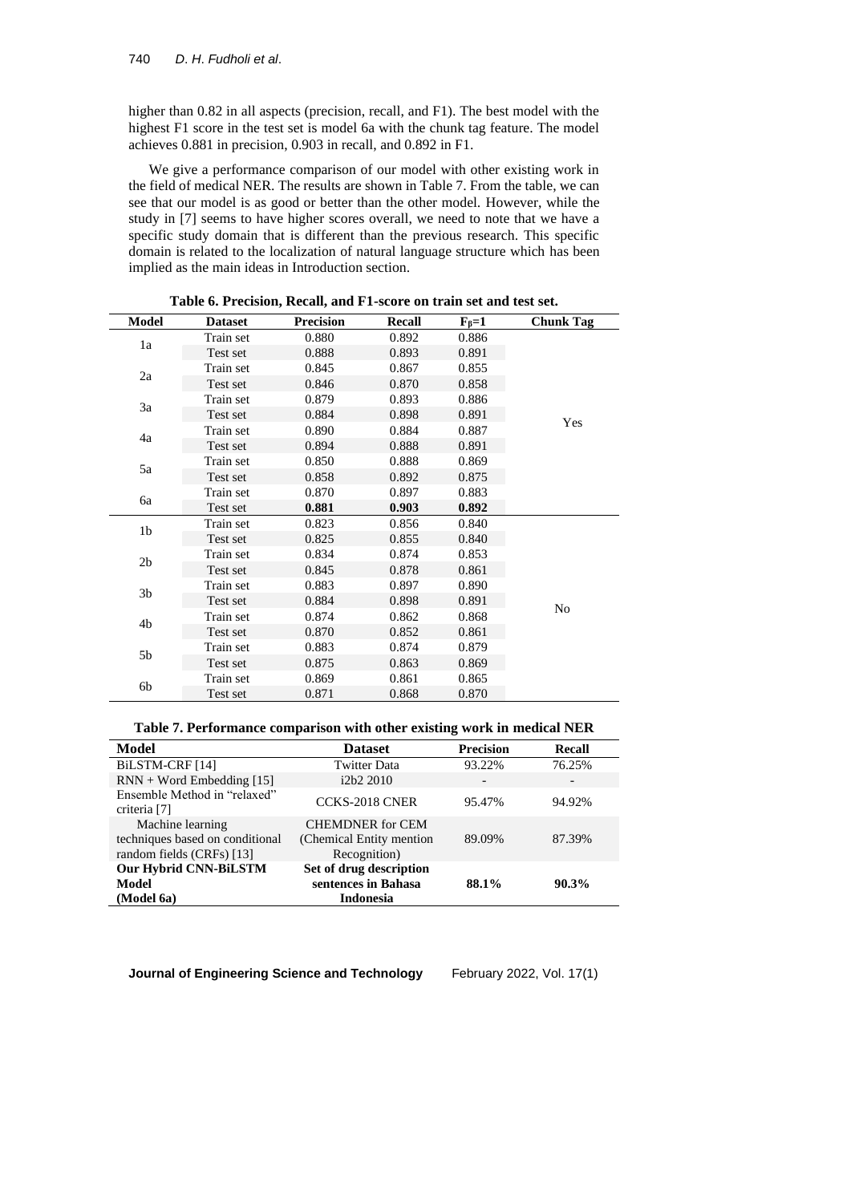higher than 0.82 in all aspects (precision, recall, and F1). The best model with the highest F1 score in the test set is model 6a with the chunk tag feature. The model achieves 0.881 in precision, 0.903 in recall, and 0.892 in F1.

We give a performance comparison of our model with other existing work in the field of medical NER. The results are shown in Table 7. From the table, we can see that our model is as good or better than the other model. However, while the study in [7] seems to have higher scores overall, we need to note that we have a specific study domain that is different than the previous research. This specific domain is related to the localization of natural language structure which has been implied as the main ideas in Introduction section.

**Table 6. Precision, Recall, and F1-score on train set and test set.**

| Model | Dataset | Precision | Recall | $F_{\beta}$=1 | Chunk Tag |
|---|---|---|---|---|---|
| 1a | Train set | 0.880 | 0.892 | 0.886 | Yes |
| | Test set | 0.888 | 0.893 | 0.891 | |
| 2a | Train set | 0.845 | 0.867 | 0.855 | |
| | Test set | 0.846 | 0.870 | 0.858 | |
| 3a | Train set | 0.879 | 0.893 | 0.886 | |
| | Test set | 0.884 | 0.898 | 0.891 | |
| 4a | Train set | 0.890 | 0.884 | 0.887 | |
| | Test set | 0.894 | 0.888 | 0.891 | |
| 5a | Train set | 0.850 | 0.888 | 0.869 | |
| | Test set | 0.858 | 0.892 | 0.875 | |
| 6a | Train set | 0.870 | 0.897 | 0.883 | |
| | Test set | **0.881** | **0.903** | **0.892** | |
| 1b | Train set | 0.823 | 0.856 | 0.840 | No |
| | Test set | 0.825 | 0.855 | 0.840 | |
| 2b | Train set | 0.834 | 0.874 | 0.853 | |
| | Test set | 0.845 | 0.878 | 0.861 | |
| 3b | Train set | 0.883 | 0.897 | 0.890 | |
| | Test set | 0.884 | 0.898 | 0.891 | |
| 4b | Train set | 0.874 | 0.862 | 0.868 | |
| | Test set | 0.870 | 0.852 | 0.861 | |
| 5b | Train set | 0.883 | 0.874 | 0.879 | |
| | Test set | 0.875 | 0.863 | 0.869 | |
| 6b | Train set | 0.869 | 0.861 | 0.865 | |
| | Test set | 0.871 | 0.868 | 0.870 | |

**Table 7. Performance comparison with other existing work in medical NER**

| Model | Dataset | Precision | Recall |
|---|---|---|---|
| BiLSTM-CRF [14] | Twitter Data | 93.22% | 76.25% |
| RNN + Word Embedding [15] | i2b2 2010 | - | - |
| Ensemble Method in "relaxed" criteria [7] | CCKS-2018 CNER | 95.47% | 94.92% |
| Machine learning techniques based on conditional random fields (CRFs) [13] | CHEMDNER for CEM (Chemical Entity mention Recognition) | 89.09% | 87.39% |
| **Our Hybrid CNN-BiLSTM Model (Model 6a)** | **Set of drug description sentences in Bahasa Indonesia** | **88.1%** | **90.3%** |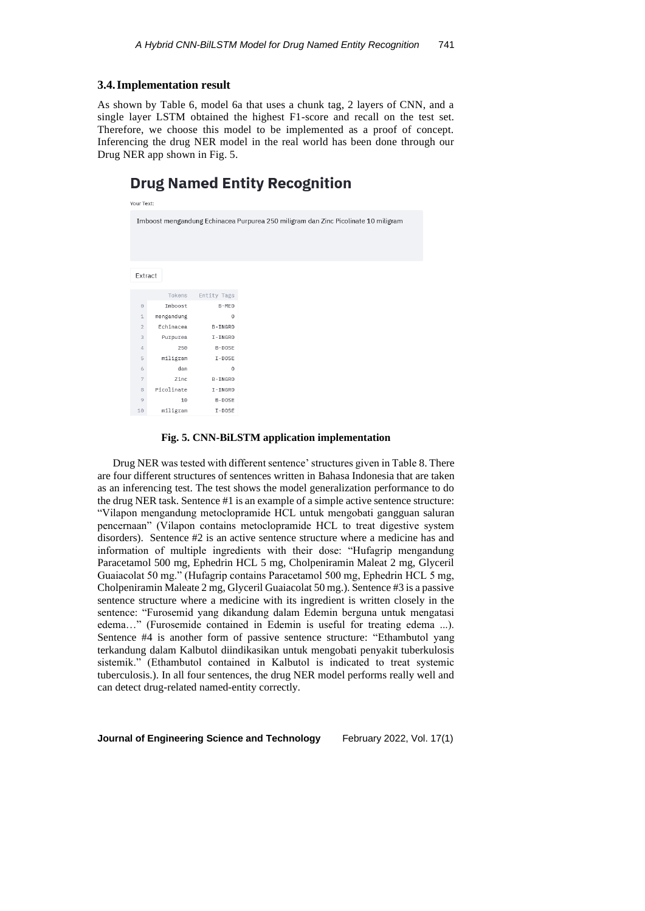### 3.4. Implementation result

As shown by Table 6, model 6a that uses a chunk tag, 2 layers of CNN, and a single layer LSTM obtained the highest F1-score and recall on the test set. Therefore, we choose this model to be implemented as a proof of concept. Inferencing the drug NER model in the real world has been done through our Drug NER app shown in Fig. 5.

**Drug Named Entity Recognition**

Your Text:

Imboost mengandung Echinacea Purpurea 250 miligram dan Zinc Picolinate 10 miligram

Extract

| | Tokens | Entity Tags |
|---|---|---|
| 0 | Imboost | B-MED |
| 1 | mengandung | O |
| 2 | Echinacea | B-INGRD |
| 3 | Purpurea | I-INGRD |
| 4 | 250 | B-DOSE |
| 5 | miligram | I-DOSE |
| 6 | dan | O |
| 7 | Zinc | B-INGRD |
| 8 | Picolinate | I-INGRD |
| 9 | 10 | B-DOSE |
| 10 | miligram | I-DOSE |

**Fig. 5. CNN-BiLSTM application implementation**

Drug NER was tested with different sentence' structures given in Table 8. There are four different structures of sentences written in Bahasa Indonesia that are taken as an inferencing test. The test shows the model generalization performance to do the drug NER task. Sentence #1 is an example of a simple active sentence structure: "Vilapon mengandung metoclopramide HCL untuk mengobati gangguan saluran pencernaan" (Vilapon contains metoclopramide HCL to treat digestive system disorders). Sentence #2 is an active sentence structure where a medicine has and information of multiple ingredients with their dose: "Hufagrip mengandung Paracetamol 500 mg, Ephedrin HCL 5 mg, Cholpeniramin Maleat 2 mg, Glyceril Guaiacolat 50 mg." (Hufagrip contains Paracetamol 500 mg, Ephedrin HCL 5 mg, Cholpeniramin Maleate 2 mg, Glyceril Guaiacolat 50 mg.). Sentence #3 is a passive sentence structure where a medicine with its ingredient is written closely in the sentence: "Furosemid yang dikandung dalam Edemin berguna untuk mengatasi edema…" (Furosemide contained in Edemin is useful for treating edema ...). Sentence #4 is another form of passive sentence structure: "Ethambutol yang terkandung dalam Kalbutol diindikasikan untuk mengobati penyakit tuberkulosis sistemik." (Ethambutol contained in Kalbutol is indicated to treat systemic tuberculosis.). In all four sentences, the drug NER model performs really well and can detect drug-related named-entity correctly.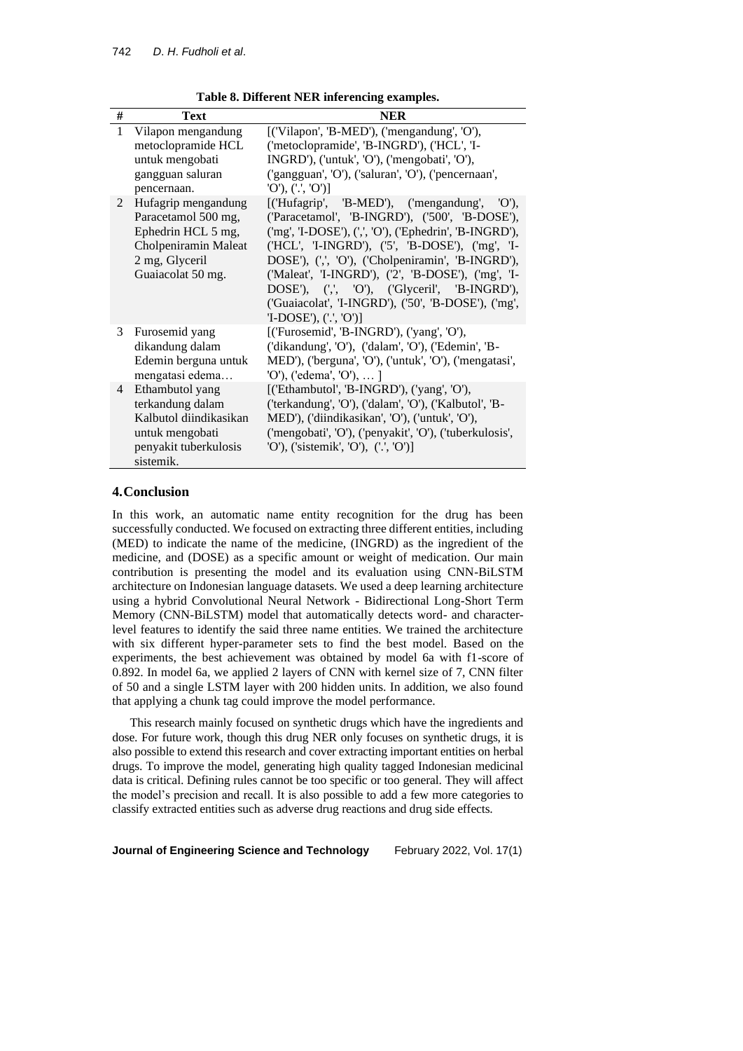**Table 8. Different NER inferencing examples.**

| # | Text | NER |
|---|---|---|
| 1 | Vilapon mengandung metoclopramide HCL untuk mengobati gangguan saluran pencernaan. | [('Vilapon', 'B-MED'), ('mengandung', 'O'), ('metoclopramide', 'B-INGRD'), ('HCL', 'I-INGRD'), ('untuk', 'O'), ('mengobati', 'O'), ('gangguan', 'O'), ('saluran', 'O'), ('pencernaan', 'O'), ('.', 'O')] |
| 2 | Hufagrip mengandung Paracetamol 500 mg, Ephedrin HCL 5 mg, Cholpeniramin Maleat 2 mg, Glyceril Guaiacolat 50 mg. | [('Hufagrip', 'B-MED'), ('mengandung', 'O'), ('Paracetamol', 'B-INGRD'), ('500', 'B-DOSE'), ('mg', 'I-DOSE'), (',', 'O'), ('Ephedrin', 'B-INGRD'), ('HCL', 'I-INGRD'), ('5', 'B-DOSE'), ('mg', 'I-DOSE'), (',', 'O'), ('Cholpeniramin', 'B-INGRD'), ('Maleat', 'I-INGRD'), ('2', 'B-DOSE'), ('mg', 'I-DOSE'), (',', 'O'), ('Glyceril', 'B-INGRD'), ('Guaiacolat', 'I-INGRD'), ('50', 'B-DOSE'), ('mg', 'I-DOSE'), ('.', 'O')] |
| 3 | Furosemid yang dikandung dalam Edemin berguna untuk mengatasi edema… | [('Furosemid', 'B-INGRD'), ('yang', 'O'), ('dikandung', 'O'), ('dalam', 'O'), ('Edemin', 'B-MED'), ('berguna', 'O'), ('untuk', 'O'), ('mengatasi', 'O'), ('edema', 'O'), … ] |
| 4 | Ethambutol yang terkandung dalam Kalbutol diindikasikan untuk mengobati penyakit tuberkulosis sistemik. | [('Ethambutol', 'B-INGRD'), ('yang', 'O'), ('terkandung', 'O'), ('dalam', 'O'), ('Kalbutol', 'B-MED'), ('diindikasikan', 'O'), ('untuk', 'O'), ('mengobati', 'O'), ('penyakit', 'O'), ('tuberkulosis', 'O'), ('sistemik', 'O'), ('.', 'O')] |

## 4. Conclusion

In this work, an automatic name entity recognition for the drug has been successfully conducted. We focused on extracting three different entities, including (MED) to indicate the name of the medicine, (INGRD) as the ingredient of the medicine, and (DOSE) as a specific amount or weight of medication. Our main contribution is presenting the model and its evaluation using CNN-BiLSTM architecture on Indonesian language datasets. We used a deep learning architecture using a hybrid Convolutional Neural Network - Bidirectional Long-Short Term Memory (CNN-BiLSTM) model that automatically detects word- and character-level features to identify the said three name entities. We trained the architecture with six different hyper-parameter sets to find the best model. Based on the experiments, the best achievement was obtained by model 6a with f1-score of 0.892. In model 6a, we applied 2 layers of CNN with kernel size of 7, CNN filter of 50 and a single LSTM layer with 200 hidden units. In addition, we also found that applying a chunk tag could improve the model performance.

This research mainly focused on synthetic drugs which have the ingredients and dose. For future work, though this drug NER only focuses on synthetic drugs, it is also possible to extend this research and cover extracting important entities on herbal drugs. To improve the model, generating high quality tagged Indonesian medicinal data is critical. Defining rules cannot be too specific or too general. They will affect the model's precision and recall. It is also possible to add a few more categories to classify extracted entities such as adverse drug reactions and drug side effects.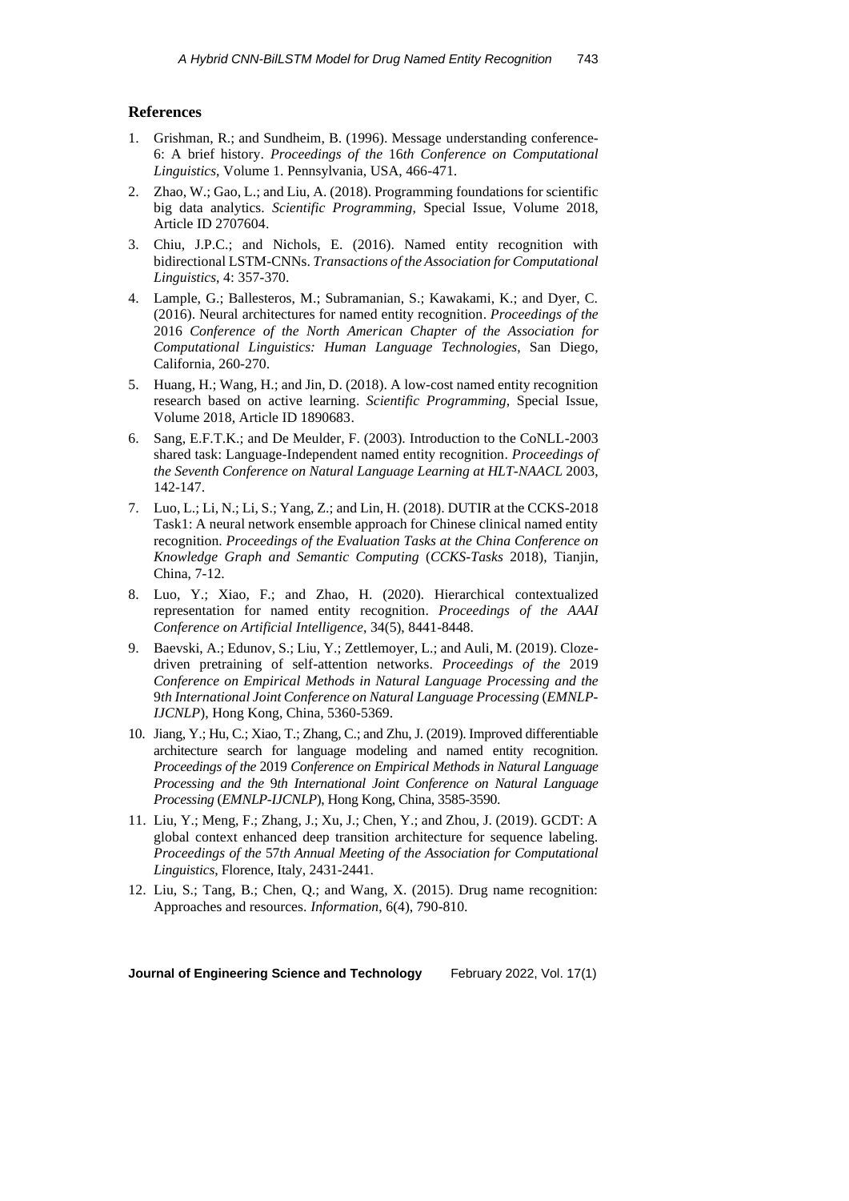## References

1. Grishman, R.; and Sundheim, B. (1996). Message understanding conference-6: A brief history. *Proceedings of the* 16*th Conference on Computational Linguistics*, Volume 1. Pennsylvania, USA, 466-471.
2. Zhao, W.; Gao, L.; and Liu, A. (2018). Programming foundations for scientific big data analytics. *Scientific Programming*, Special Issue, Volume 2018, Article ID 2707604.
3. Chiu, J.P.C.; and Nichols, E. (2016). Named entity recognition with bidirectional LSTM-CNNs. *Transactions of the Association for Computational Linguistics*, 4: 357-370.
4. Lample, G.; Ballesteros, M.; Subramanian, S.; Kawakami, K.; and Dyer, C. (2016). Neural architectures for named entity recognition. *Proceedings of the* 2016 *Conference of the North American Chapter of the Association for Computational Linguistics: Human Language Technologies*, San Diego, California, 260-270.
5. Huang, H.; Wang, H.; and Jin, D. (2018). A low-cost named entity recognition research based on active learning. *Scientific Programming*, Special Issue, Volume 2018, Article ID 1890683.
6. Sang, E.F.T.K.; and De Meulder, F. (2003). Introduction to the CoNLL-2003 shared task: Language-Independent named entity recognition. *Proceedings of the Seventh Conference on Natural Language Learning at HLT-NAACL* 2003, 142-147.
7. Luo, L.; Li, N.; Li, S.; Yang, Z.; and Lin, H. (2018). DUTIR at the CCKS-2018 Task1: A neural network ensemble approach for Chinese clinical named entity recognition. *Proceedings of the Evaluation Tasks at the China Conference on Knowledge Graph and Semantic Computing* (*CCKS-Tasks* 2018), Tianjin, China, 7-12.
8. Luo, Y.; Xiao, F.; and Zhao, H. (2020). Hierarchical contextualized representation for named entity recognition. *Proceedings of the AAAI Conference on Artificial Intelligence*, 34(5), 8441-8448.
9. Baevski, A.; Edunov, S.; Liu, Y.; Zettlemoyer, L.; and Auli, M. (2019). Cloze-driven pretraining of self-attention networks. *Proceedings of the* 2019 *Conference on Empirical Methods in Natural Language Processing and the* 9*th International Joint Conference on Natural Language Processing* (*EMNLP-IJCNLP*), Hong Kong, China, 5360-5369.
10. Jiang, Y.; Hu, C.; Xiao, T.; Zhang, C.; and Zhu, J. (2019). Improved differentiable architecture search for language modeling and named entity recognition. *Proceedings of the* 2019 *Conference on Empirical Methods in Natural Language Processing and the* 9*th International Joint Conference on Natural Language Processing* (*EMNLP-IJCNLP*), Hong Kong, China, 3585-3590.
11. Liu, Y.; Meng, F.; Zhang, J.; Xu, J.; Chen, Y.; and Zhou, J. (2019). GCDT: A global context enhanced deep transition architecture for sequence labeling. *Proceedings of the* 57*th Annual Meeting of the Association for Computational Linguistics*, Florence, Italy, 2431-2441.
12. Liu, S.; Tang, B.; Chen, Q.; and Wang, X. (2015). Drug name recognition: Approaches and resources. *Information*, 6(4), 790-810.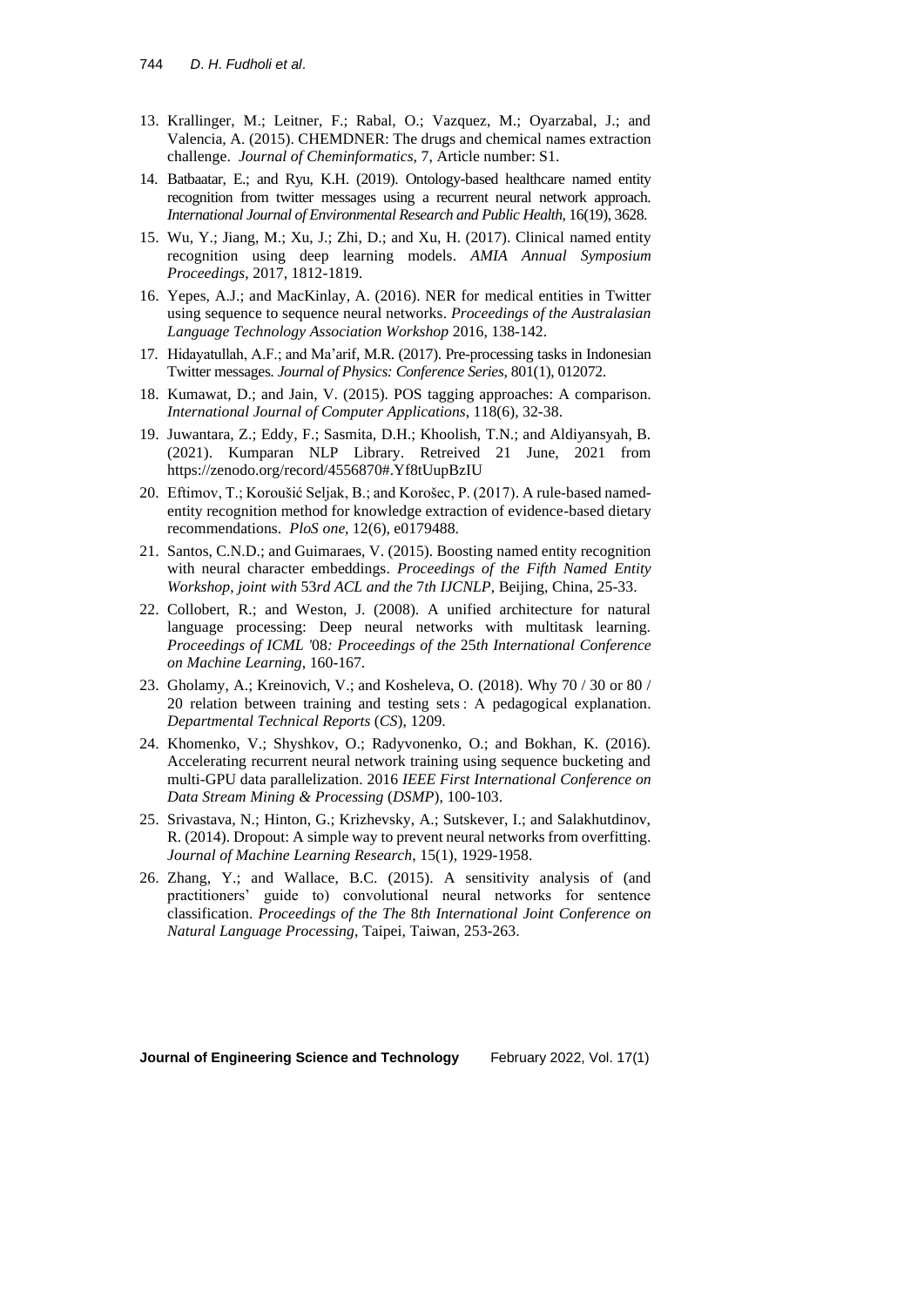13. Krallinger, M.; Leitner, F.; Rabal, O.; Vazquez, M.; Oyarzabal, J.; and Valencia, A. (2015). CHEMDNER: The drugs and chemical names extraction challenge. *Journal of Cheminformatics*, 7, Article number: S1.

14. Batbaatar, E.; and Ryu, K.H. (2019). Ontology-based healthcare named entity recognition from twitter messages using a recurrent neural network approach. *International Journal of Environmental Research and Public Health*, 16(19), 3628.

15. Wu, Y.; Jiang, M.; Xu, J.; Zhi, D.; and Xu, H. (2017). Clinical named entity recognition using deep learning models. *AMIA Annual Symposium Proceedings*, 2017, 1812-1819.

16. Yepes, A.J.; and MacKinlay, A. (2016). NER for medical entities in Twitter using sequence to sequence neural networks. *Proceedings of the Australasian Language Technology Association Workshop* 2016, 138-142.

17. Hidayatullah, A.F.; and Ma'arif, M.R. (2017). Pre-processing tasks in Indonesian Twitter messages. *Journal of Physics: Conference Series*, 801(1), 012072.

18. Kumawat, D.; and Jain, V. (2015). POS tagging approaches: A comparison. *International Journal of Computer Applications*, 118(6), 32-38.

19. Juwantara, Z.; Eddy, F.; Sasmita, D.H.; Khoolish, T.N.; and Aldiyansyah, B. (2021). Kumparan NLP Library. Retreived 21 June, 2021 from https://zenodo.org/record/4556870#.Yf8tUupBzIU

20. Eftimov, T.; Koroušić Seljak, B.; and Korošec, P. (2017). A rule-based named-entity recognition method for knowledge extraction of evidence-based dietary recommendations. *PloS one*, 12(6), e0179488.

21. Santos, C.N.D.; and Guimaraes, V. (2015). Boosting named entity recognition with neural character embeddings. *Proceedings of the Fifth Named Entity Workshop, joint with 53rd ACL and the 7th IJCNLP*, Beijing, China, 25-33.

22. Collobert, R.; and Weston, J. (2008). A unified architecture for natural language processing: Deep neural networks with multitask learning. *Proceedings of ICML '08: Proceedings of the 25th International Conference on Machine Learning*, 160-167.

23. Gholamy, A.; Kreinovich, V.; and Kosheleva, O. (2018). Why 70 / 30 or 80 / 20 relation between training and testing sets : A pedagogical explanation. *Departmental Technical Reports (CS)*, 1209.

24. Khomenko, V.; Shyshkov, O.; Radyvonenko, O.; and Bokhan, K. (2016). Accelerating recurrent neural network training using sequence bucketing and multi-GPU data parallelization. 2016 *IEEE First International Conference on Data Stream Mining & Processing (DSMP)*, 100-103.

25. Srivastava, N.; Hinton, G.; Krizhevsky, A.; Sutskever, I.; and Salakhutdinov, R. (2014). Dropout: A simple way to prevent neural networks from overfitting. *Journal of Machine Learning Research*, 15(1), 1929-1958.

26. Zhang, Y.; and Wallace, B.C. (2015). A sensitivity analysis of (and practitioners' guide to) convolutional neural networks for sentence classification. *Proceedings of the The 8th International Joint Conference on Natural Language Processing*, Taipei, Taiwan, 253-263.